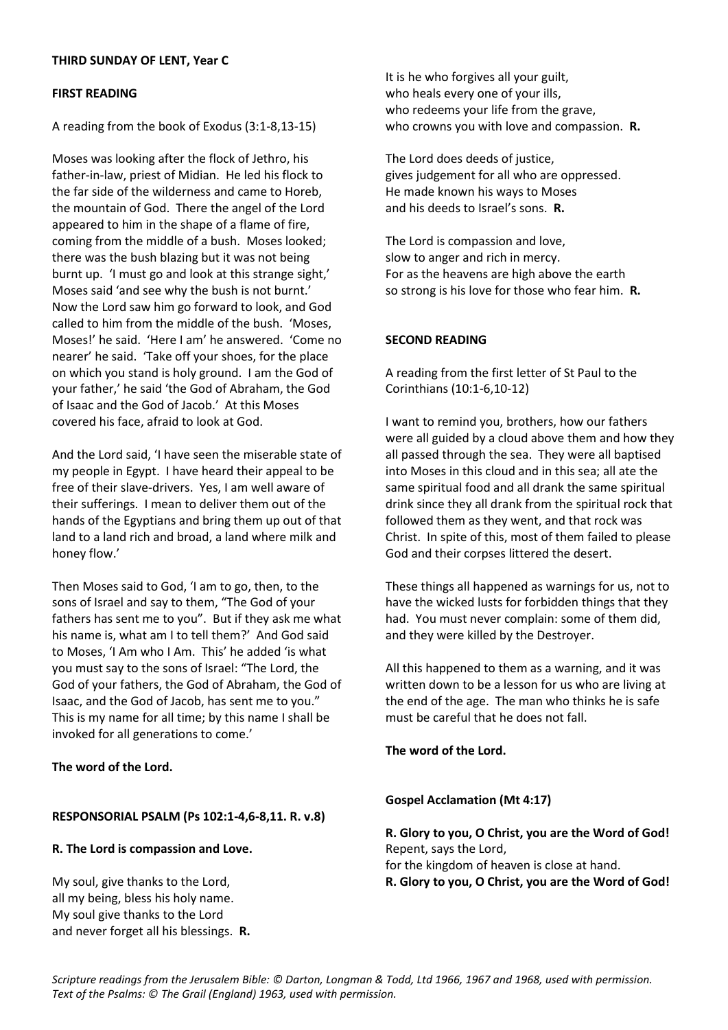**THIRD SUNDAY OF LENT, Year C**

**FIRST READING**

A reading from the book of Exodus (3:1-8,13-15)

Moses was looking after the flock of Jethro, his father-in-law, priest of Midian. He led his flock to the far side of the wilderness and came to Horeb, the mountain of God. There the angel of the Lord appeared to him in the shape of a flame of fire, coming from the middle of a bush. Moses looked; there was the bush blazing but it was not being burnt up. 'I must go and look at this strange sight,' Moses said 'and see why the bush is not burnt.' Now the Lord saw him go forward to look, and God called to him from the middle of the bush. 'Moses, Moses!' he said. 'Here I am' he answered. 'Come no nearer' he said. 'Take off your shoes, for the place on which you stand is holy ground. I am the God of your father,' he said 'the God of Abraham, the God of Isaac and the God of Jacob.' At this Moses covered his face, afraid to look at God.

And the Lord said, 'I have seen the miserable state of my people in Egypt. I have heard their appeal to be free of their slave-drivers. Yes, I am well aware of their sufferings. I mean to deliver them out of the hands of the Egyptians and bring them up out of that land to a land rich and broad, a land where milk and honey flow.'

Then Moses said to God, 'I am to go, then, to the sons of Israel and say to them, "The God of your fathers has sent me to you". But if they ask me what his name is, what am I to tell them?' And God said to Moses, 'I Am who I Am. This' he added 'is what you must say to the sons of Israel: "The Lord, the God of your fathers, the God of Abraham, the God of Isaac, and the God of Jacob, has sent me to you." This is my name for all time; by this name I shall be invoked for all generations to come.'

**The word of the Lord.**

**RESPONSORIAL PSALM (Ps 102:1-4,6-8,11. R. v.8)**

**R. The Lord is compassion and Love.**

My soul, give thanks to the Lord,
all my being, bless his holy name.
My soul give thanks to the Lord
and never forget all his blessings. **R.**

It is he who forgives all your guilt,
who heals every one of your ills,
who redeems your life from the grave,
who crowns you with love and compassion. **R.**

The Lord does deeds of justice,
gives judgement for all who are oppressed.
He made known his ways to Moses
and his deeds to Israel's sons. **R.**

The Lord is compassion and love,
slow to anger and rich in mercy.
For as the heavens are high above the earth
so strong is his love for those who fear him. **R.**

**SECOND READING**

A reading from the first letter of St Paul to the Corinthians (10:1-6,10-12)

I want to remind you, brothers, how our fathers were all guided by a cloud above them and how they all passed through the sea. They were all baptised into Moses in this cloud and in this sea; all ate the same spiritual food and all drank the same spiritual drink since they all drank from the spiritual rock that followed them as they went, and that rock was Christ. In spite of this, most of them failed to please God and their corpses littered the desert.

These things all happened as warnings for us, not to have the wicked lusts for forbidden things that they had. You must never complain: some of them did, and they were killed by the Destroyer.

All this happened to them as a warning, and it was written down to be a lesson for us who are living at the end of the age. The man who thinks he is safe must be careful that he does not fall.

**The word of the Lord.**

**Gospel Acclamation (Mt 4:17)**

**R. Glory to you, O Christ, you are the Word of God!**
Repent, says the Lord,
for the kingdom of heaven is close at hand.
**R. Glory to you, O Christ, you are the Word of God!**

*Scripture readings from the Jerusalem Bible: © Darton, Longman & Todd, Ltd 1966, 1967 and 1968, used with permission. Text of the Psalms: © The Grail (England) 1963, used with permission.*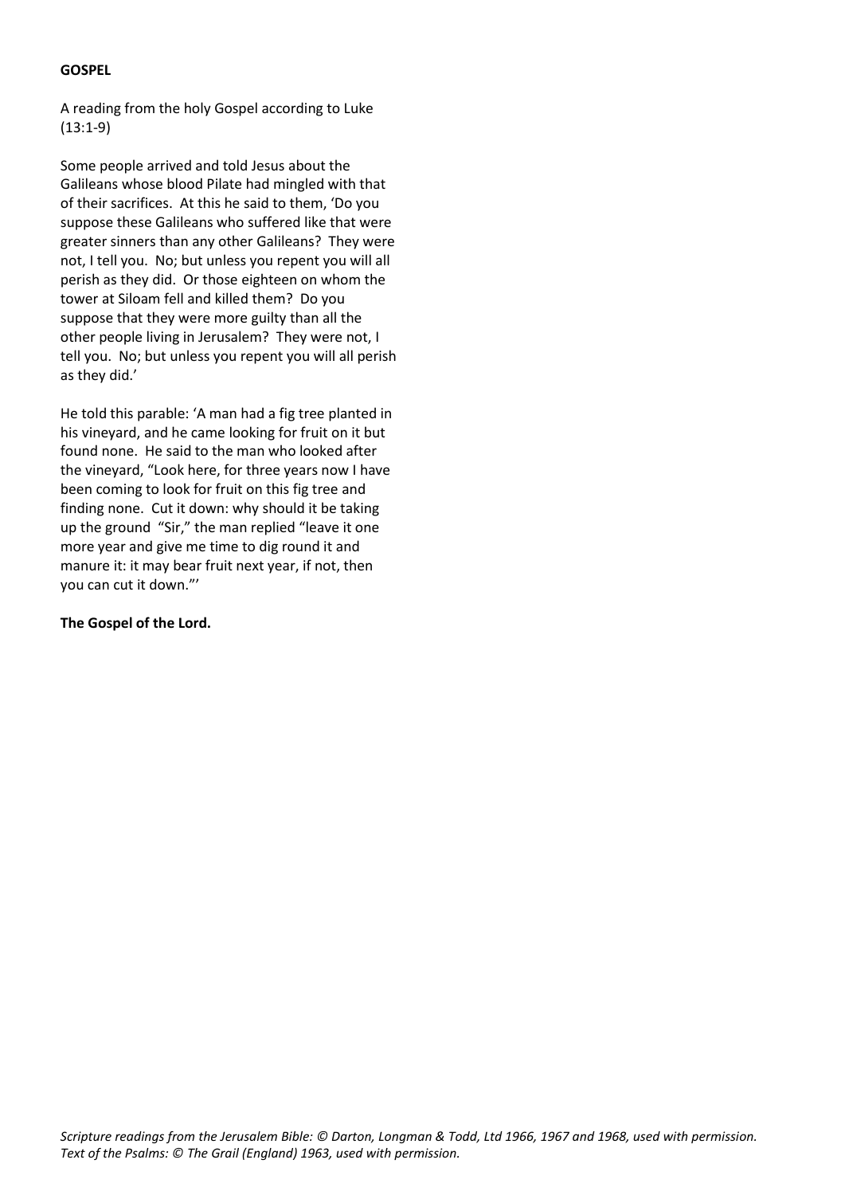**GOSPEL**

A reading from the holy Gospel according to Luke (13:1-9)

Some people arrived and told Jesus about the Galileans whose blood Pilate had mingled with that of their sacrifices. At this he said to them, 'Do you suppose these Galileans who suffered like that were greater sinners than any other Galileans? They were not, I tell you. No; but unless you repent you will all perish as they did. Or those eighteen on whom the tower at Siloam fell and killed them? Do you suppose that they were more guilty than all the other people living in Jerusalem? They were not, I tell you. No; but unless you repent you will all perish as they did.'

He told this parable: 'A man had a fig tree planted in his vineyard, and he came looking for fruit on it but found none. He said to the man who looked after the vineyard, "Look here, for three years now I have been coming to look for fruit on this fig tree and finding none. Cut it down: why should it be taking up the ground "Sir," the man replied "leave it one more year and give me time to dig round it and manure it: it may bear fruit next year, if not, then you can cut it down."'

**The Gospel of the Lord.**

*Scripture readings from the Jerusalem Bible: © Darton, Longman & Todd, Ltd 1966, 1967 and 1968, used with permission.*
*Text of the Psalms: © The Grail (England) 1963, used with permission.*